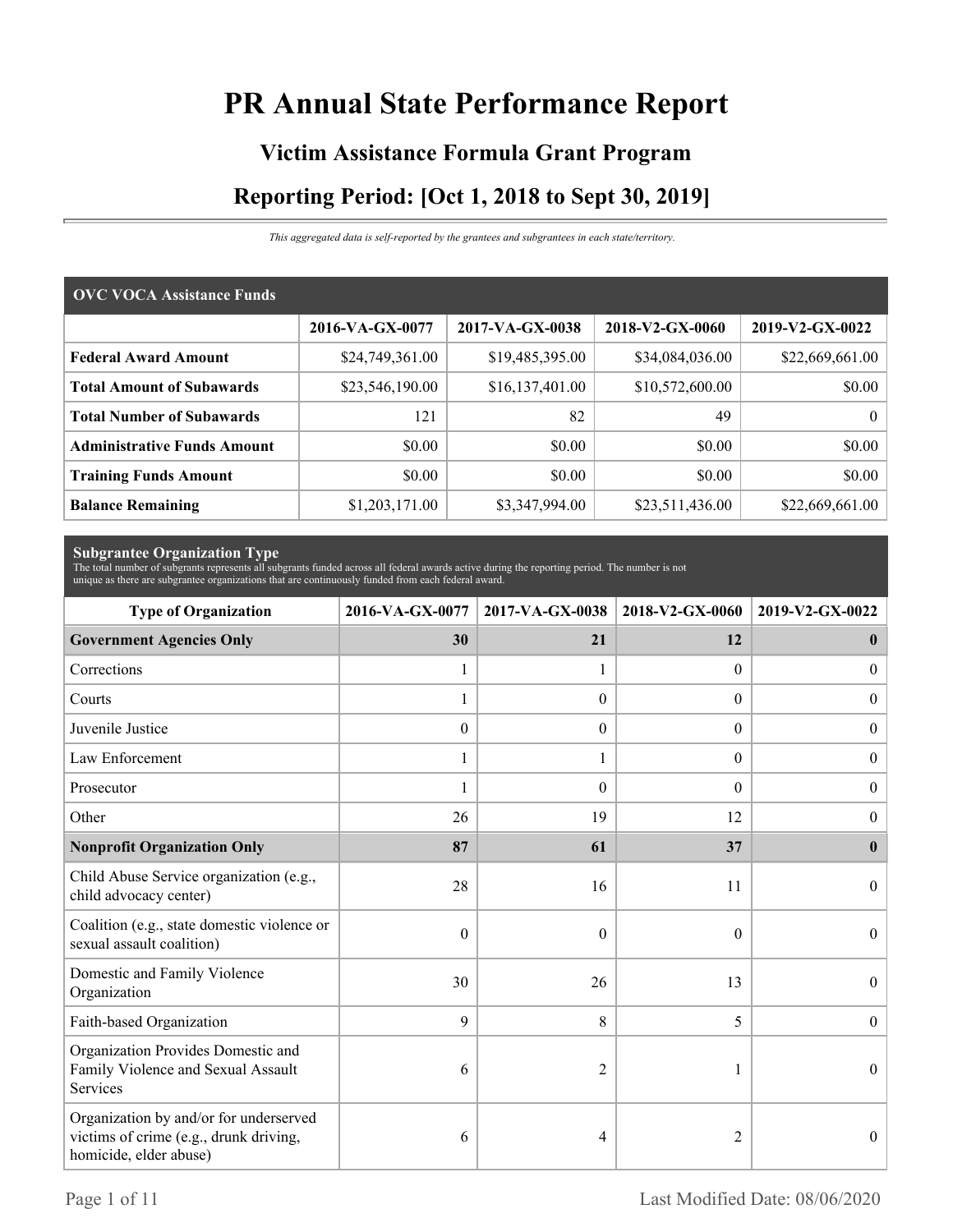# PR Annual State Performance Report

## Victim Assistance Formula Grant Program

## Reporting Period: [Oct 1, 2018 to Sept 30, 2019]

*This aggregated data is self-reported by the grantees and subgrantees in each state/territory.*

### OVC VOCA Assistance Funds

| | 2016-VA-GX-0077 | 2017-VA-GX-0038 | 2018-V2-GX-0060 | 2019-V2-GX-0022 |
|---|---|---|---|---|
| **Federal Award Amount** | $24,749,361.00 | $19,485,395.00 | $34,084,036.00 | $22,669,661.00 |
| **Total Amount of Subawards** | $23,546,190.00 | $16,137,401.00 | $10,572,600.00 | $0.00 |
| **Total Number of Subawards** | 121 | 82 | 49 | 0 |
| **Administrative Funds Amount** | $0.00 | $0.00 | $0.00 | $0.00 |
| **Training Funds Amount** | $0.00 | $0.00 | $0.00 | $0.00 |
| **Balance Remaining** | $1,203,171.00 | $3,347,994.00 | $23,511,436.00 | $22,669,661.00 |

### Subgrantee Organization Type

The total number of subgrants represents all subgrants funded across all federal awards active during the reporting period. The number is not unique as there are subgrantee organizations that are continuously funded from each federal award.

| Type of Organization | 2016-VA-GX-0077 | 2017-VA-GX-0038 | 2018-V2-GX-0060 | 2019-V2-GX-0022 |
|---|---|---|---|---|
| **Government Agencies Only** | **30** | **21** | **12** | **0** |
| Corrections | 1 | 1 | 0 | 0 |
| Courts | 1 | 0 | 0 | 0 |
| Juvenile Justice | 0 | 0 | 0 | 0 |
| Law Enforcement | 1 | 1 | 0 | 0 |
| Prosecutor | 1 | 0 | 0 | 0 |
| Other | 26 | 19 | 12 | 0 |
| **Nonprofit Organization Only** | **87** | **61** | **37** | **0** |
| Child Abuse Service organization (e.g., child advocacy center) | 28 | 16 | 11 | 0 |
| Coalition (e.g., state domestic violence or sexual assault coalition) | 0 | 0 | 0 | 0 |
| Domestic and Family Violence Organization | 30 | 26 | 13 | 0 |
| Faith-based Organization | 9 | 8 | 5 | 0 |
| Organization Provides Domestic and Family Violence and Sexual Assault Services | 6 | 2 | 1 | 0 |
| Organization by and/or for underserved victims of crime (e.g., drunk driving, homicide, elder abuse) | 6 | 4 | 2 | 0 |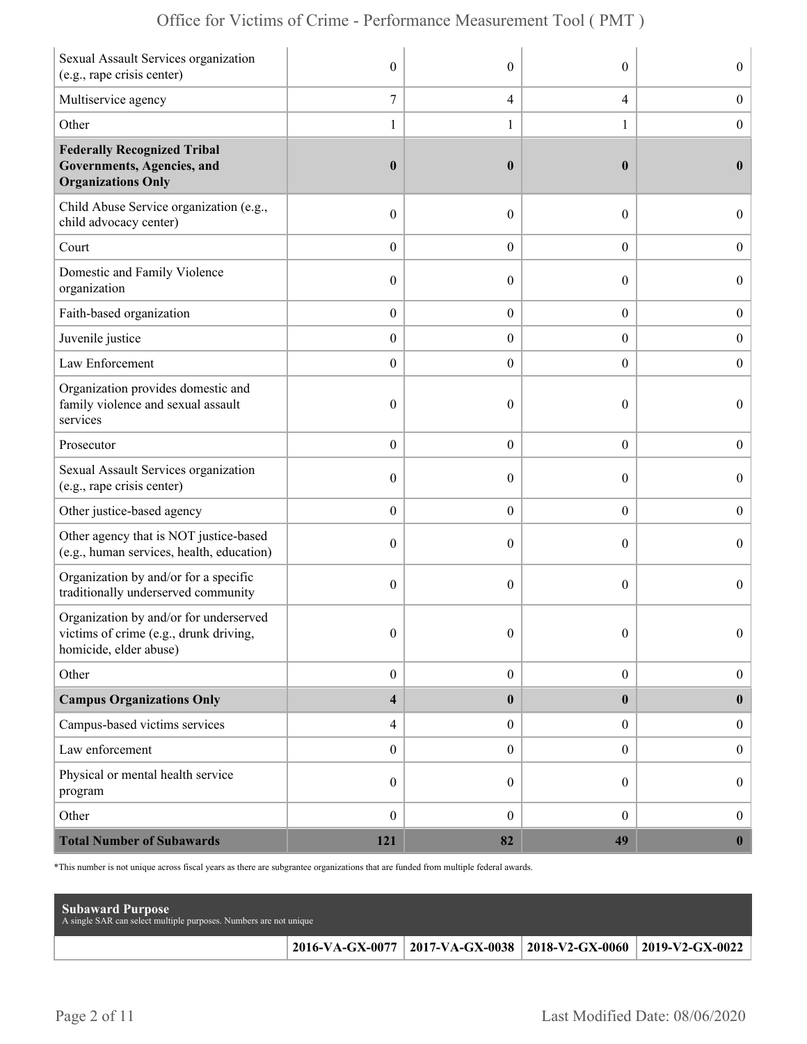| | | | | |
|---|---|---|---|---|
| Sexual Assault Services organization (e.g., rape crisis center) | 0 | 0 | 0 | 0 |
| Multiservice agency | 7 | 4 | 4 | 0 |
| Other | 1 | 1 | 1 | 0 |
| **Federally Recognized Tribal Governments, Agencies, and Organizations Only** | **0** | **0** | **0** | **0** |
| Child Abuse Service organization (e.g., child advocacy center) | 0 | 0 | 0 | 0 |
| Court | 0 | 0 | 0 | 0 |
| Domestic and Family Violence organization | 0 | 0 | 0 | 0 |
| Faith-based organization | 0 | 0 | 0 | 0 |
| Juvenile justice | 0 | 0 | 0 | 0 |
| Law Enforcement | 0 | 0 | 0 | 0 |
| Organization provides domestic and family violence and sexual assault services | 0 | 0 | 0 | 0 |
| Prosecutor | 0 | 0 | 0 | 0 |
| Sexual Assault Services organization (e.g., rape crisis center) | 0 | 0 | 0 | 0 |
| Other justice-based agency | 0 | 0 | 0 | 0 |
| Other agency that is NOT justice-based (e.g., human services, health, education) | 0 | 0 | 0 | 0 |
| Organization by and/or for a specific traditionally underserved community | 0 | 0 | 0 | 0 |
| Organization by and/or for underserved victims of crime (e.g., drunk driving, homicide, elder abuse) | 0 | 0 | 0 | 0 |
| Other | 0 | 0 | 0 | 0 |
| **Campus Organizations Only** | **4** | **0** | **0** | **0** |
| Campus-based victims services | 4 | 0 | 0 | 0 |
| Law enforcement | 0 | 0 | 0 | 0 |
| Physical or mental health service program | 0 | 0 | 0 | 0 |
| Other | 0 | 0 | 0 | 0 |
| **Total Number of Subawards** | **121** | **82** | **49** | **0** |

*This number is not unique across fiscal years as there are subgrantee organizations that are funded from multiple federal awards.

**Subaward Purpose**
A single SAR can select multiple purposes. Numbers are not unique

| | 2016-VA-GX-0077 | 2017-VA-GX-0038 | 2018-V2-GX-0060 | 2019-V2-GX-0022 |
|---|---|---|---|---|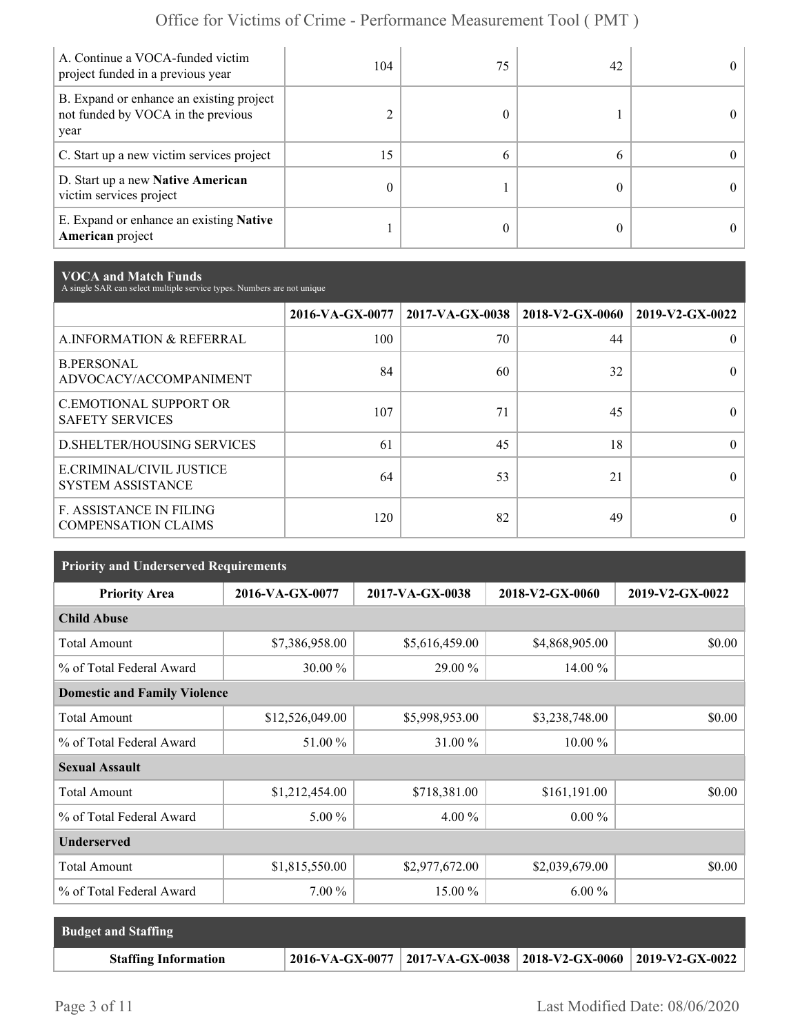| | | | | |
|---|---|---|---|---|
| A. Continue a VOCA-funded victim project funded in a previous year | 104 | 75 | 42 | 0 |
| B. Expand or enhance an existing project not funded by VOCA in the previous year | 2 | 0 | 1 | 0 |
| C. Start up a new victim services project | 15 | 6 | 6 | 0 |
| D. Start up a new **Native American** victim services project | 0 | 1 | 0 | 0 |
| E. Expand or enhance an existing **Native American** project | 1 | 0 | 0 | 0 |

## VOCA and Match Funds

A single SAR can select multiple service types. Numbers are not unique

| | 2016-VA-GX-0077 | 2017-VA-GX-0038 | 2018-V2-GX-0060 | 2019-V2-GX-0022 |
|---|---|---|---|---|
| A.INFORMATION & REFERRAL | 100 | 70 | 44 | 0 |
| B.PERSONAL ADVOCACY/ACCOMPANIMENT | 84 | 60 | 32 | 0 |
| C.EMOTIONAL SUPPORT OR SAFETY SERVICES | 107 | 71 | 45 | 0 |
| D.SHELTER/HOUSING SERVICES | 61 | 45 | 18 | 0 |
| E.CRIMINAL/CIVIL JUSTICE SYSTEM ASSISTANCE | 64 | 53 | 21 | 0 |
| F. ASSISTANCE IN FILING COMPENSATION CLAIMS | 120 | 82 | 49 | 0 |

## Priority and Underserved Requirements

| Priority Area | 2016-VA-GX-0077 | 2017-VA-GX-0038 | 2018-V2-GX-0060 | 2019-V2-GX-0022 |
|---|---|---|---|---|
| **Child Abuse** | | | | |
| Total Amount | $7,386,958.00 | $5,616,459.00 | $4,868,905.00 | $0.00 |
| % of Total Federal Award | 30.00 % | 29.00 % | 14.00 % | |
| **Domestic and Family Violence** | | | | |
| Total Amount | $12,526,049.00 | $5,998,953.00 | $3,238,748.00 | $0.00 |
| % of Total Federal Award | 51.00 % | 31.00 % | 10.00 % | |
| **Sexual Assault** | | | | |
| Total Amount | $1,212,454.00 | $718,381.00 | $161,191.00 | $0.00 |
| % of Total Federal Award | 5.00 % | 4.00 % | 0.00 % | |
| **Underserved** | | | | |
| Total Amount | $1,815,550.00 | $2,977,672.00 | $2,039,679.00 | $0.00 |
| % of Total Federal Award | 7.00 % | 15.00 % | 6.00 % | |

## Budget and Staffing

| Staffing Information | 2016-VA-GX-0077 | 2017-VA-GX-0038 | 2018-V2-GX-0060 | 2019-V2-GX-0022 |
|---|---|---|---|---|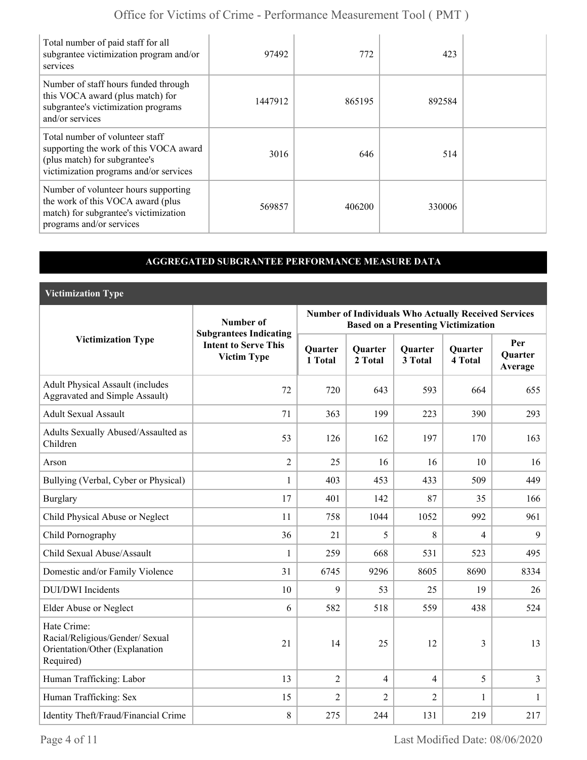| | | | | |
|---|---|---|---|---|
| Total number of paid staff for all subgrantee victimization program and/or services | 97492 | 772 | 423 | |
| Number of staff hours funded through this VOCA award (plus match) for subgrantee's victimization programs and/or services | 1447912 | 865195 | 892584 | |
| Total number of volunteer staff supporting the work of this VOCA award (plus match) for subgrantee's victimization programs and/or services | 3016 | 646 | 514 | |
| Number of volunteer hours supporting the work of this VOCA award (plus match) for subgrantee's victimization programs and/or services | 569857 | 406200 | 330006 | |

## AGGREGATED SUBGRANTEE PERFORMANCE MEASURE DATA

### Victimization Type

| Victimization Type | Number of Subgrantees Indicating Intent to Serve This Victim Type | Number of Individuals Who Actually Received Services Based on a Presenting Victimization | | | | |
|---|---|---|---|---|---|---|
| | | Quarter 1 Total | Quarter 2 Total | Quarter 3 Total | Quarter 4 Total | Per Quarter Average |
| Adult Physical Assault (includes Aggravated and Simple Assault) | 72 | 720 | 643 | 593 | 664 | 655 |
| Adult Sexual Assault | 71 | 363 | 199 | 223 | 390 | 293 |
| Adults Sexually Abused/Assaulted as Children | 53 | 126 | 162 | 197 | 170 | 163 |
| Arson | 2 | 25 | 16 | 16 | 10 | 16 |
| Bullying (Verbal, Cyber or Physical) | 1 | 403 | 453 | 433 | 509 | 449 |
| Burglary | 17 | 401 | 142 | 87 | 35 | 166 |
| Child Physical Abuse or Neglect | 11 | 758 | 1044 | 1052 | 992 | 961 |
| Child Pornography | 36 | 21 | 5 | 8 | 4 | 9 |
| Child Sexual Abuse/Assault | 1 | 259 | 668 | 531 | 523 | 495 |
| Domestic and/or Family Violence | 31 | 6745 | 9296 | 8605 | 8690 | 8334 |
| DUI/DWI Incidents | 10 | 9 | 53 | 25 | 19 | 26 |
| Elder Abuse or Neglect | 6 | 582 | 518 | 559 | 438 | 524 |
| Hate Crime: Racial/Religious/Gender/ Sexual Orientation/Other (Explanation Required) | 21 | 14 | 25 | 12 | 3 | 13 |
| Human Trafficking: Labor | 13 | 2 | 4 | 4 | 5 | 3 |
| Human Trafficking: Sex | 15 | 2 | 2 | 2 | 1 | 1 |
| Identity Theft/Fraud/Financial Crime | 8 | 275 | 244 | 131 | 219 | 217 |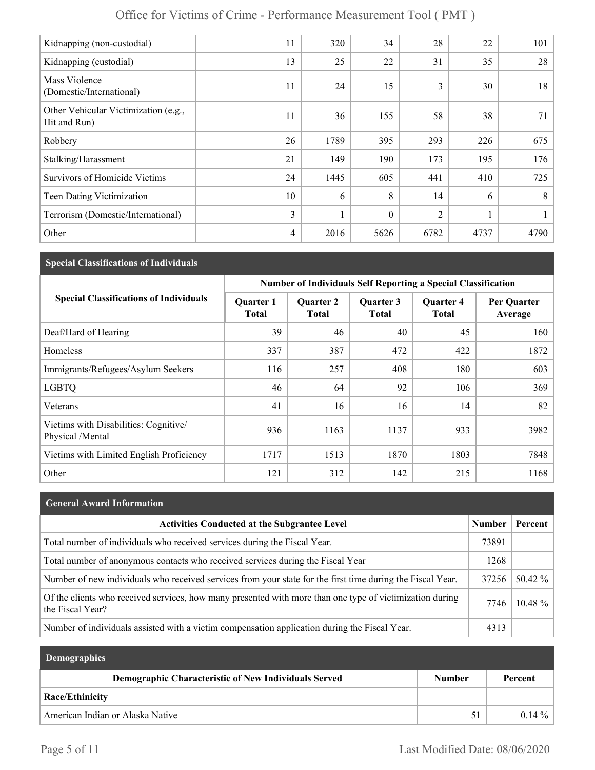| | | | | | | |
|---|---|---|---|---|---|---|
| Kidnapping (non-custodial) | 11 | 320 | 34 | 28 | 22 | 101 |
| Kidnapping (custodial) | 13 | 25 | 22 | 31 | 35 | 28 |
| Mass Violence (Domestic/International) | 11 | 24 | 15 | 3 | 30 | 18 |
| Other Vehicular Victimization (e.g., Hit and Run) | 11 | 36 | 155 | 58 | 38 | 71 |
| Robbery | 26 | 1789 | 395 | 293 | 226 | 675 |
| Stalking/Harassment | 21 | 149 | 190 | 173 | 195 | 176 |
| Survivors of Homicide Victims | 24 | 1445 | 605 | 441 | 410 | 725 |
| Teen Dating Victimization | 10 | 6 | 8 | 14 | 6 | 8 |
| Terrorism (Domestic/International) | 3 | 1 | 0 | 2 | 1 | 1 |
| Other | 4 | 2016 | 5626 | 6782 | 4737 | 4790 |

## Special Classifications of Individuals

| Special Classifications of Individuals | Number of Individuals Self Reporting a Special Classification | | | | |
|---|---|---|---|---|---|
| | Quarter 1 Total | Quarter 2 Total | Quarter 3 Total | Quarter 4 Total | Per Quarter Average |
| Deaf/Hard of Hearing | 39 | 46 | 40 | 45 | 160 |
| Homeless | 337 | 387 | 472 | 422 | 1872 |
| Immigrants/Refugees/Asylum Seekers | 116 | 257 | 408 | 180 | 603 |
| LGBTQ | 46 | 64 | 92 | 106 | 369 |
| Veterans | 41 | 16 | 16 | 14 | 82 |
| Victims with Disabilities: Cognitive/ Physical /Mental | 936 | 1163 | 1137 | 933 | 3982 |
| Victims with Limited English Proficiency | 1717 | 1513 | 1870 | 1803 | 7848 |
| Other | 121 | 312 | 142 | 215 | 1168 |

## General Award Information

| Activities Conducted at the Subgrantee Level | Number | Percent |
|---|---|---|
| Total number of individuals who received services during the Fiscal Year. | 73891 | |
| Total number of anonymous contacts who received services during the Fiscal Year | 1268 | |
| Number of new individuals who received services from your state for the first time during the Fiscal Year. | 37256 | 50.42 % |
| Of the clients who received services, how many presented with more than one type of victimization during the Fiscal Year? | 7746 | 10.48 % |
| Number of individuals assisted with a victim compensation application during the Fiscal Year. | 4313 | |

## Demographics

| Demographic Characteristic of New Individuals Served | Number | Percent |
|---|---|---|
| **Race/Ethinicity** | | |
| American Indian or Alaska Native | 51 | 0.14 % |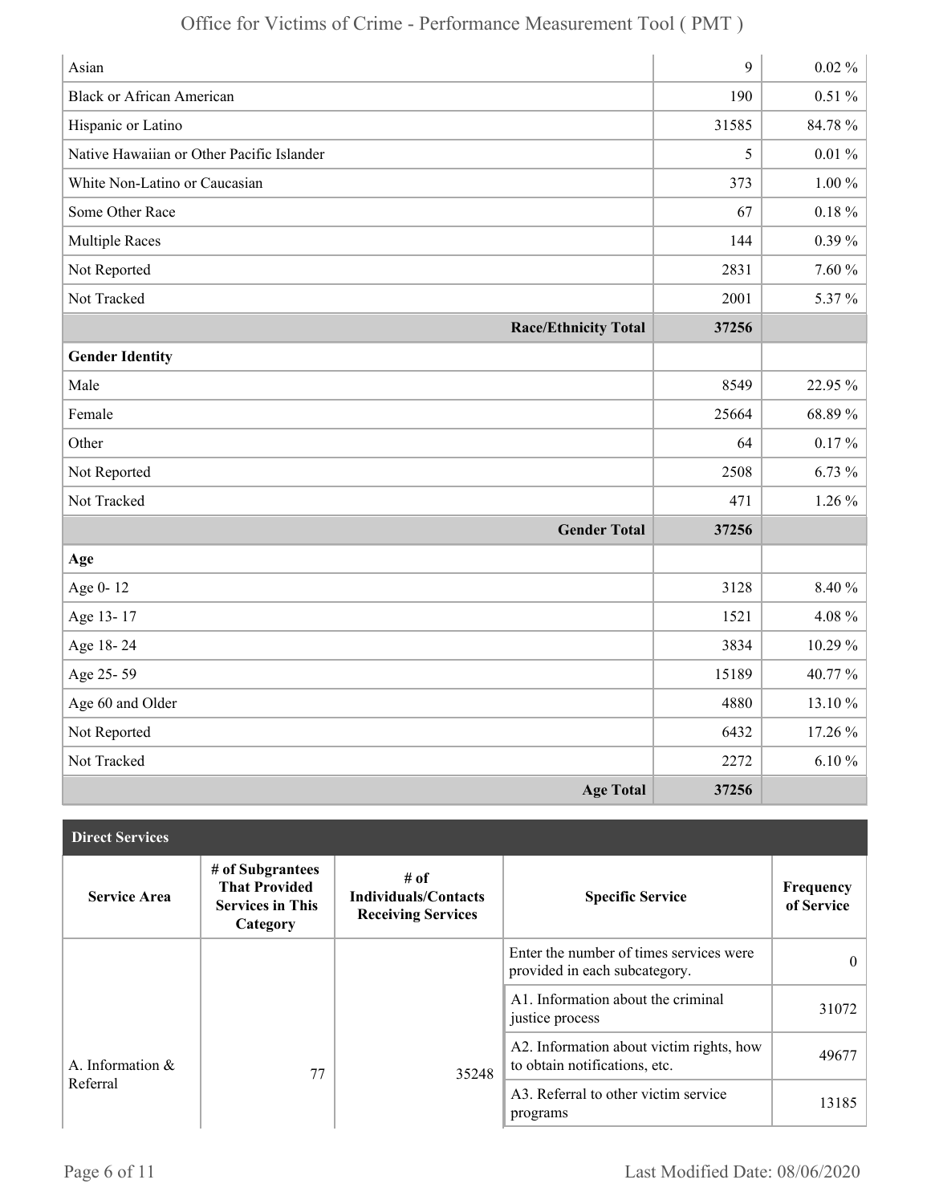| | | |
|---|---|---|
| Asian | 9 | 0.02 % |
| Black or African American | 190 | 0.51 % |
| Hispanic or Latino | 31585 | 84.78 % |
| Native Hawaiian or Other Pacific Islander | 5 | 0.01 % |
| White Non-Latino or Caucasian | 373 | 1.00 % |
| Some Other Race | 67 | 0.18 % |
| Multiple Races | 144 | 0.39 % |
| Not Reported | 2831 | 7.60 % |
| Not Tracked | 2001 | 5.37 % |
| **Race/Ethnicity Total** | **37256** | |
| **Gender Identity** | | |
| Male | 8549 | 22.95 % |
| Female | 25664 | 68.89 % |
| Other | 64 | 0.17 % |
| Not Reported | 2508 | 6.73 % |
| Not Tracked | 471 | 1.26 % |
| **Gender Total** | **37256** | |
| **Age** | | |
| Age 0- 12 | 3128 | 8.40 % |
| Age 13- 17 | 1521 | 4.08 % |
| Age 18- 24 | 3834 | 10.29 % |
| Age 25- 59 | 15189 | 40.77 % |
| Age 60 and Older | 4880 | 13.10 % |
| Not Reported | 6432 | 17.26 % |
| Not Tracked | 2272 | 6.10 % |
| **Age Total** | **37256** | |

**Direct Services**

| Service Area | # of Subgrantees That Provided Services in This Category | # of Individuals/Contacts Receiving Services | Specific Service | Frequency of Service |
|---|---|---|---|---|
| A. Information & Referral | 77 | 35248 | Enter the number of times services were provided in each subcategory. | 0 |
| | | | A1. Information about the criminal justice process | 31072 |
| | | | A2. Information about victim rights, how to obtain notifications, etc. | 49677 |
| | | | A3. Referral to other victim service programs | 13185 |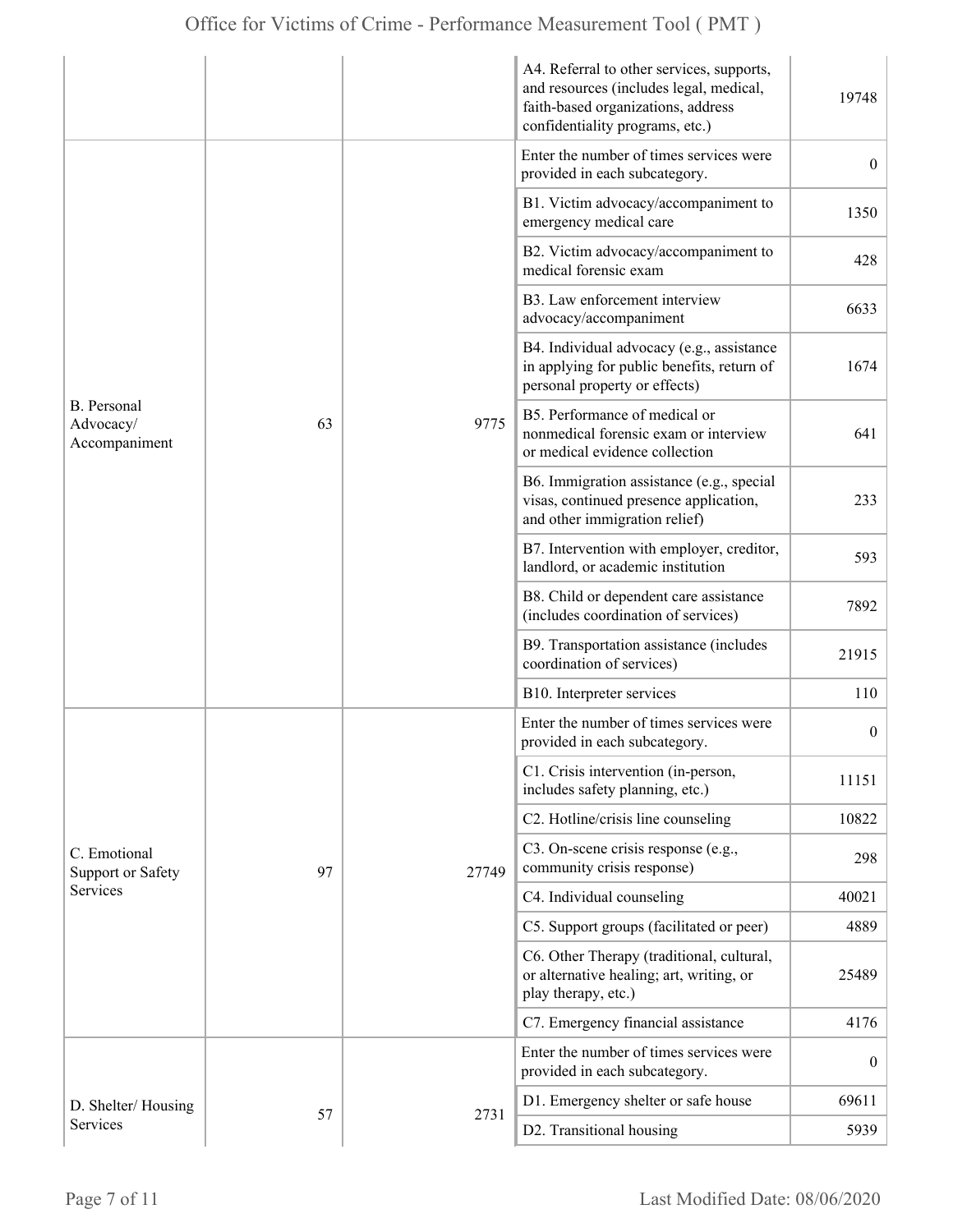| | | | | |
|---|---|---|---|---|
| | | | A4. Referral to other services, supports, and resources (includes legal, medical, faith-based organizations, address confidentiality programs, etc.) | 19748 |
| B. Personal Advocacy/ Accompaniment | 63 | 9775 | Enter the number of times services were provided in each subcategory. | 0 |
| | | | B1. Victim advocacy/accompaniment to emergency medical care | 1350 |
| | | | B2. Victim advocacy/accompaniment to medical forensic exam | 428 |
| | | | B3. Law enforcement interview advocacy/accompaniment | 6633 |
| | | | B4. Individual advocacy (e.g., assistance in applying for public benefits, return of personal property or effects) | 1674 |
| | | | B5. Performance of medical or nonmedical forensic exam or interview or medical evidence collection | 641 |
| | | | B6. Immigration assistance (e.g., special visas, continued presence application, and other immigration relief) | 233 |
| | | | B7. Intervention with employer, creditor, landlord, or academic institution | 593 |
| | | | B8. Child or dependent care assistance (includes coordination of services) | 7892 |
| | | | B9. Transportation assistance (includes coordination of services) | 21915 |
| | | | B10. Interpreter services | 110 |
| C. Emotional Support or Safety Services | 97 | 27749 | Enter the number of times services were provided in each subcategory. | 0 |
| | | | C1. Crisis intervention (in-person, includes safety planning, etc.) | 11151 |
| | | | C2. Hotline/crisis line counseling | 10822 |
| | | | C3. On-scene crisis response (e.g., community crisis response) | 298 |
| | | | C4. Individual counseling | 40021 |
| | | | C5. Support groups (facilitated or peer) | 4889 |
| | | | C6. Other Therapy (traditional, cultural, or alternative healing; art, writing, or play therapy, etc.) | 25489 |
| | | | C7. Emergency financial assistance | 4176 |
| D. Shelter/ Housing Services | 57 | 2731 | Enter the number of times services were provided in each subcategory. | 0 |
| | | | D1. Emergency shelter or safe house | 69611 |
| | | | D2. Transitional housing | 5939 |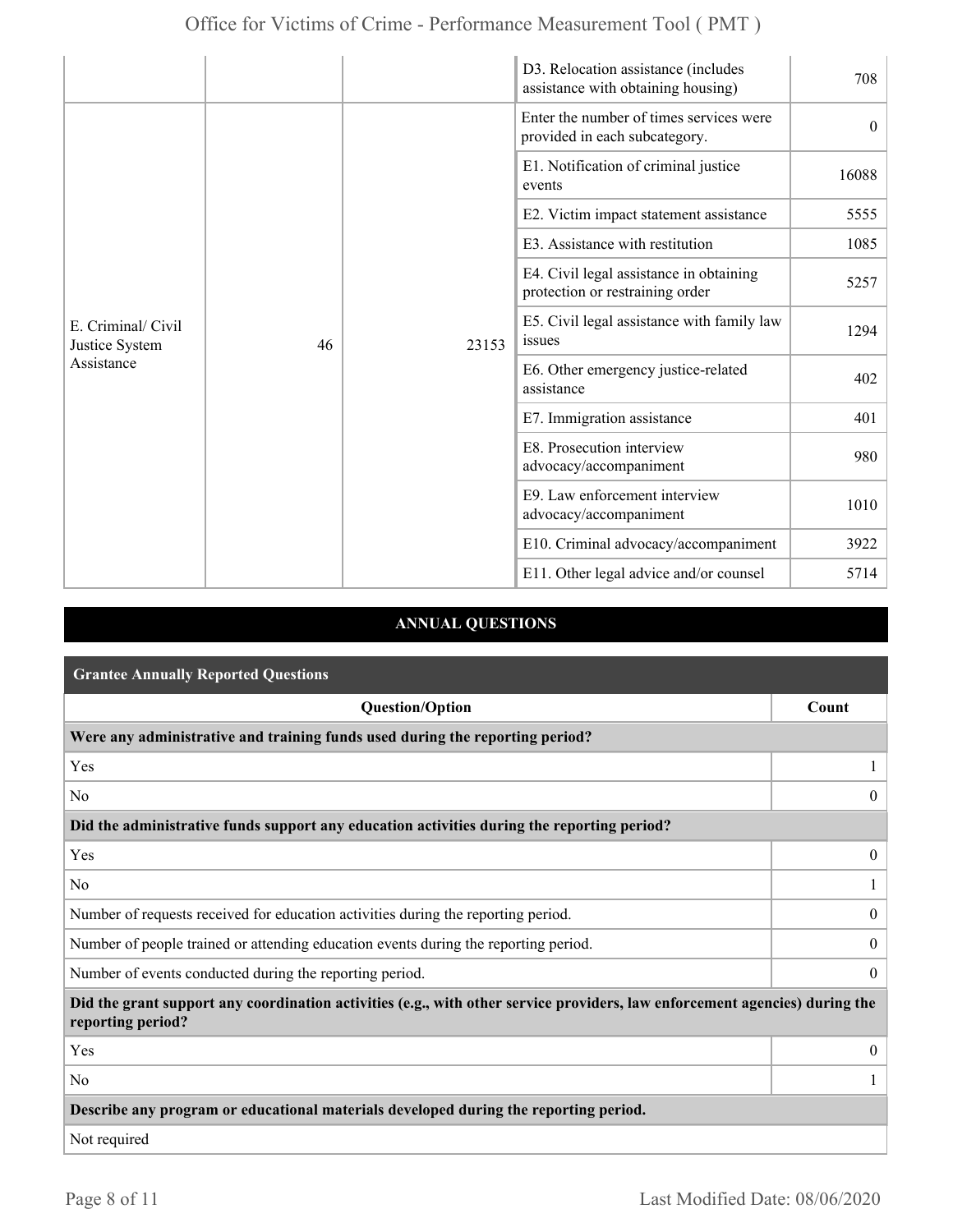| | | | | |
|---|---|---|---|---|
| | | | D3. Relocation assistance (includes assistance with obtaining housing) | 708 |
| E. Criminal/ Civil Justice System Assistance | 46 | 23153 | Enter the number of times services were provided in each subcategory. | 0 |
| | | | E1. Notification of criminal justice events | 16088 |
| | | | E2. Victim impact statement assistance | 5555 |
| | | | E3. Assistance with restitution | 1085 |
| | | | E4. Civil legal assistance in obtaining protection or restraining order | 5257 |
| | | | E5. Civil legal assistance with family law issues | 1294 |
| | | | E6. Other emergency justice-related assistance | 402 |
| | | | E7. Immigration assistance | 401 |
| | | | E8. Prosecution interview advocacy/accompaniment | 980 |
| | | | E9. Law enforcement interview advocacy/accompaniment | 1010 |
| | | | E10. Criminal advocacy/accompaniment | 3922 |
| | | | E11. Other legal advice and/or counsel | 5714 |

## ANNUAL QUESTIONS

**Grantee Annually Reported Questions**

| Question/Option | Count |
|---|---|
| **Were any administrative and training funds used during the reporting period?** | |
| Yes | 1 |
| No | 0 |
| **Did the administrative funds support any education activities during the reporting period?** | |
| Yes | 0 |
| No | 1 |
| Number of requests received for education activities during the reporting period. | 0 |
| Number of people trained or attending education events during the reporting period. | 0 |
| Number of events conducted during the reporting period. | 0 |
| **Did the grant support any coordination activities (e.g., with other service providers, law enforcement agencies) during the reporting period?** | |
| Yes | 0 |
| No | 1 |
| **Describe any program or educational materials developed during the reporting period.** | |
| Not required | |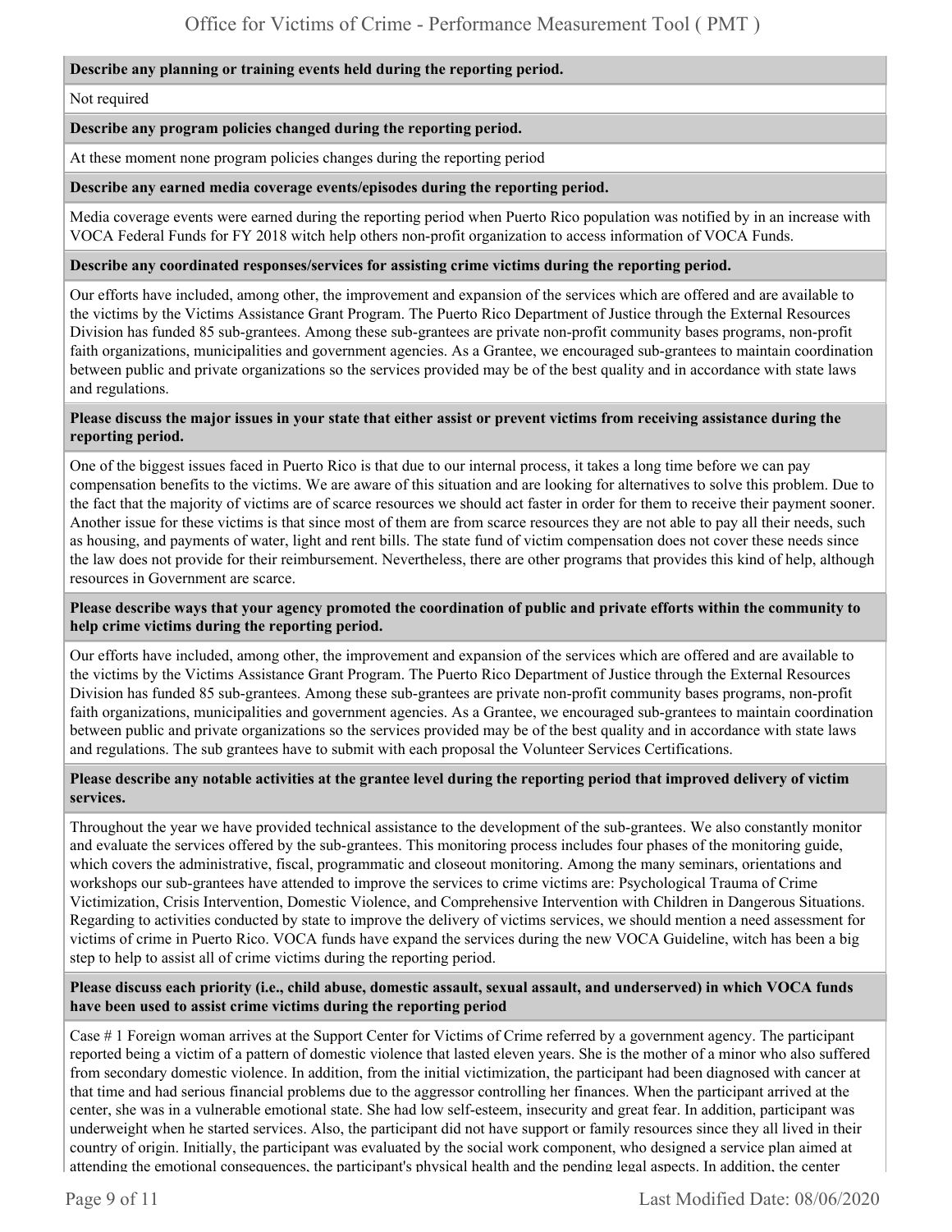**Describe any planning or training events held during the reporting period.**

Not required

**Describe any program policies changed during the reporting period.**

At these moment none program policies changes during the reporting period

**Describe any earned media coverage events/episodes during the reporting period.**

Media coverage events were earned during the reporting period when Puerto Rico population was notified by in an increase with VOCA Federal Funds for FY 2018 witch help others non-profit organization to access information of VOCA Funds.

**Describe any coordinated responses/services for assisting crime victims during the reporting period.**

Our efforts have included, among other, the improvement and expansion of the services which are offered and are available to the victims by the Victims Assistance Grant Program. The Puerto Rico Department of Justice through the External Resources Division has funded 85 sub-grantees. Among these sub-grantees are private non-profit community bases programs, non-profit faith organizations, municipalities and government agencies. As a Grantee, we encouraged sub-grantees to maintain coordination between public and private organizations so the services provided may be of the best quality and in accordance with state laws and regulations.

**Please discuss the major issues in your state that either assist or prevent victims from receiving assistance during the reporting period.**

One of the biggest issues faced in Puerto Rico is that due to our internal process, it takes a long time before we can pay compensation benefits to the victims. We are aware of this situation and are looking for alternatives to solve this problem. Due to the fact that the majority of victims are of scarce resources we should act faster in order for them to receive their payment sooner. Another issue for these victims is that since most of them are from scarce resources they are not able to pay all their needs, such as housing, and payments of water, light and rent bills. The state fund of victim compensation does not cover these needs since the law does not provide for their reimbursement. Nevertheless, there are other programs that provides this kind of help, although resources in Government are scarce.

**Please describe ways that your agency promoted the coordination of public and private efforts within the community to help crime victims during the reporting period.**

Our efforts have included, among other, the improvement and expansion of the services which are offered and are available to the victims by the Victims Assistance Grant Program. The Puerto Rico Department of Justice through the External Resources Division has funded 85 sub-grantees. Among these sub-grantees are private non-profit community bases programs, non-profit faith organizations, municipalities and government agencies. As a Grantee, we encouraged sub-grantees to maintain coordination between public and private organizations so the services provided may be of the best quality and in accordance with state laws and regulations. The sub grantees have to submit with each proposal the Volunteer Services Certifications.

**Please describe any notable activities at the grantee level during the reporting period that improved delivery of victim services.**

Throughout the year we have provided technical assistance to the development of the sub-grantees. We also constantly monitor and evaluate the services offered by the sub-grantees. This monitoring process includes four phases of the monitoring guide, which covers the administrative, fiscal, programmatic and closeout monitoring. Among the many seminars, orientations and workshops our sub-grantees have attended to improve the services to crime victims are: Psychological Trauma of Crime Victimization, Crisis Intervention, Domestic Violence, and Comprehensive Intervention with Children in Dangerous Situations. Regarding to activities conducted by state to improve the delivery of victims services, we should mention a need assessment for victims of crime in Puerto Rico. VOCA funds have expand the services during the new VOCA Guideline, witch has been a big step to help to assist all of crime victims during the reporting period.

**Please discuss each priority (i.e., child abuse, domestic assault, sexual assault, and underserved) in which VOCA funds have been used to assist crime victims during the reporting period**

Case # 1 Foreign woman arrives at the Support Center for Victims of Crime referred by a government agency. The participant reported being a victim of a pattern of domestic violence that lasted eleven years. She is the mother of a minor who also suffered from secondary domestic violence. In addition, from the initial victimization, the participant had been diagnosed with cancer at that time and had serious financial problems due to the aggressor controlling her finances. When the participant arrived at the center, she was in a vulnerable emotional state. She had low self-esteem, insecurity and great fear. In addition, participant was underweight when he started services. Also, the participant did not have support or family resources since they all lived in their country of origin. Initially, the participant was evaluated by the social work component, who designed a service plan aimed at attending the emotional consequences, the participant's physical health and the pending legal aspects. In addition, the center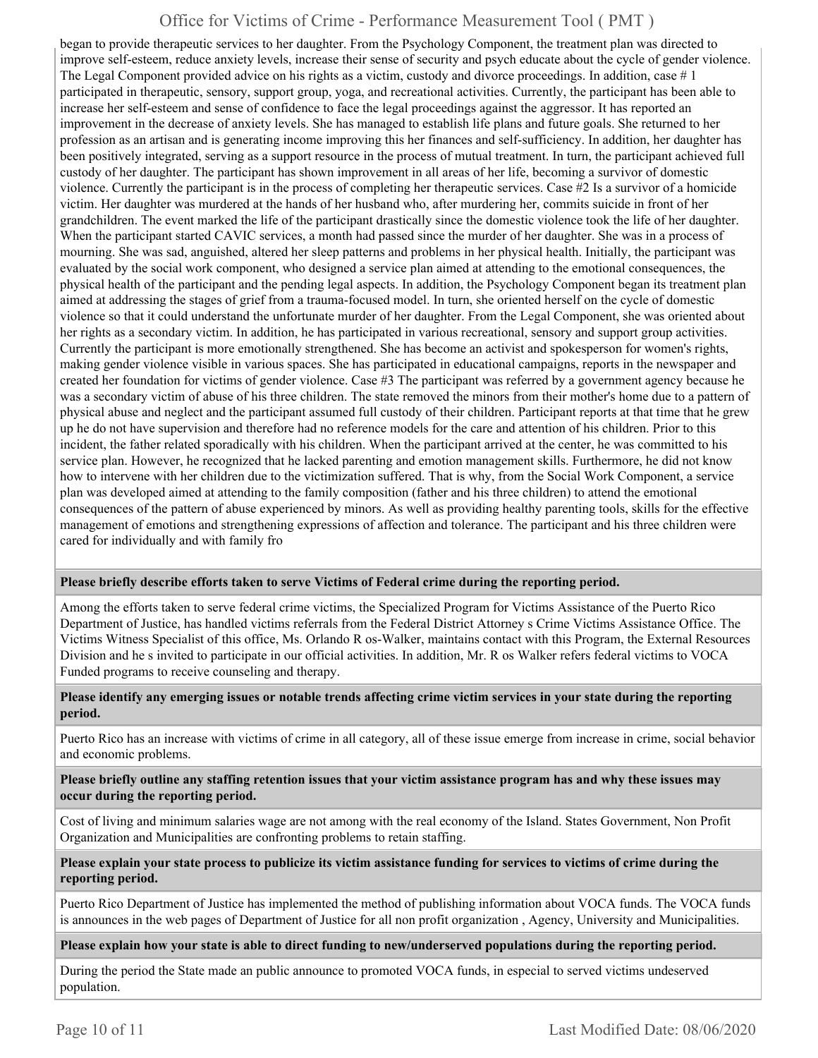began to provide therapeutic services to her daughter. From the Psychology Component, the treatment plan was directed to improve self-esteem, reduce anxiety levels, increase their sense of security and psych educate about the cycle of gender violence. The Legal Component provided advice on his rights as a victim, custody and divorce proceedings. In addition, case # 1 participated in therapeutic, sensory, support group, yoga, and recreational activities. Currently, the participant has been able to increase her self-esteem and sense of confidence to face the legal proceedings against the aggressor. It has reported an improvement in the decrease of anxiety levels. She has managed to establish life plans and future goals. She returned to her profession as an artisan and is generating income improving this her finances and self-sufficiency. In addition, her daughter has been positively integrated, serving as a support resource in the process of mutual treatment. In turn, the participant achieved full custody of her daughter. The participant has shown improvement in all areas of her life, becoming a survivor of domestic violence. Currently the participant is in the process of completing her therapeutic services. Case #2 Is a survivor of a homicide victim. Her daughter was murdered at the hands of her husband who, after murdering her, commits suicide in front of her grandchildren. The event marked the life of the participant drastically since the domestic violence took the life of her daughter. When the participant started CAVIC services, a month had passed since the murder of her daughter. She was in a process of mourning. She was sad, anguished, altered her sleep patterns and problems in her physical health. Initially, the participant was evaluated by the social work component, who designed a service plan aimed at attending to the emotional consequences, the physical health of the participant and the pending legal aspects. In addition, the Psychology Component began its treatment plan aimed at addressing the stages of grief from a trauma-focused model. In turn, she oriented herself on the cycle of domestic violence so that it could understand the unfortunate murder of her daughter. From the Legal Component, she was oriented about her rights as a secondary victim. In addition, he has participated in various recreational, sensory and support group activities. Currently the participant is more emotionally strengthened. She has become an activist and spokesperson for women's rights, making gender violence visible in various spaces. She has participated in educational campaigns, reports in the newspaper and created her foundation for victims of gender violence. Case #3 The participant was referred by a government agency because he was a secondary victim of abuse of his three children. The state removed the minors from their mother's home due to a pattern of physical abuse and neglect and the participant assumed full custody of their children. Participant reports at that time that he grew up he do not have supervision and therefore had no reference models for the care and attention of his children. Prior to this incident, the father related sporadically with his children. When the participant arrived at the center, he was committed to his service plan. However, he recognized that he lacked parenting and emotion management skills. Furthermore, he did not know how to intervene with her children due to the victimization suffered. That is why, from the Social Work Component, a service plan was developed aimed at attending to the family composition (father and his three children) to attend the emotional consequences of the pattern of abuse experienced by minors. As well as providing healthy parenting tools, skills for the effective management of emotions and strengthening expressions of affection and tolerance. The participant and his three children were cared for individually and with family fro

**Please briefly describe efforts taken to serve Victims of Federal crime during the reporting period.**

Among the efforts taken to serve federal crime victims, the Specialized Program for Victims Assistance of the Puerto Rico Department of Justice, has handled victims referrals from the Federal District Attorney s Crime Victims Assistance Office. The Victims Witness Specialist of this office, Ms. Orlando R os-Walker, maintains contact with this Program, the External Resources Division and he s invited to participate in our official activities. In addition, Mr. R os Walker refers federal victims to VOCA Funded programs to receive counseling and therapy.

**Please identify any emerging issues or notable trends affecting crime victim services in your state during the reporting period.**

Puerto Rico has an increase with victims of crime in all category, all of these issue emerge from increase in crime, social behavior and economic problems.

**Please briefly outline any staffing retention issues that your victim assistance program has and why these issues may occur during the reporting period.**

Cost of living and minimum salaries wage are not among with the real economy of the Island. States Government, Non Profit Organization and Municipalities are confronting problems to retain staffing.

**Please explain your state process to publicize its victim assistance funding for services to victims of crime during the reporting period.**

Puerto Rico Department of Justice has implemented the method of publishing information about VOCA funds. The VOCA funds is announces in the web pages of Department of Justice for all non profit organization , Agency, University and Municipalities.

**Please explain how your state is able to direct funding to new/underserved populations during the reporting period.**

During the period the State made an public announce to promoted VOCA funds, in especial to served victims undeserved population.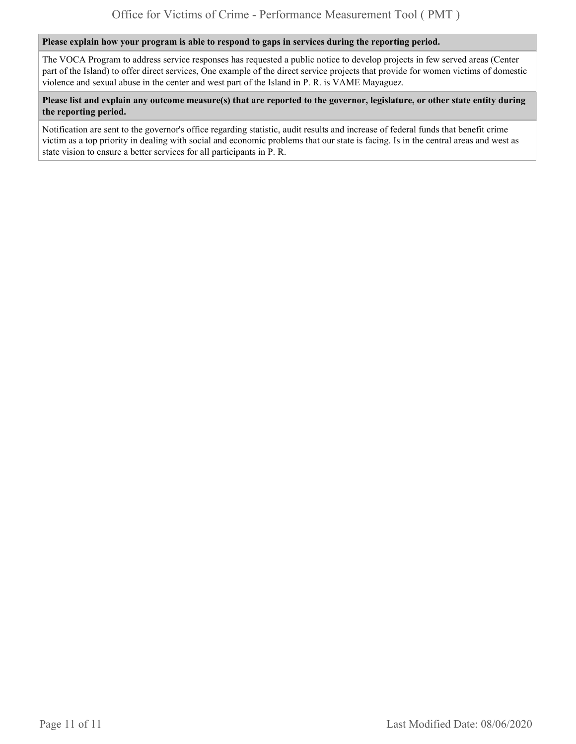**Please explain how your program is able to respond to gaps in services during the reporting period.**

The VOCA Program to address service responses has requested a public notice to develop projects in few served areas (Center part of the Island) to offer direct services, One example of the direct service projects that provide for women victims of domestic violence and sexual abuse in the center and west part of the Island in P. R. is VAME Mayaguez.

**Please list and explain any outcome measure(s) that are reported to the governor, legislature, or other state entity during the reporting period.**

Notification are sent to the governor's office regarding statistic, audit results and increase of federal funds that benefit crime victim as a top priority in dealing with social and economic problems that our state is facing. Is in the central areas and west as state vision to ensure a better services for all participants in P. R.